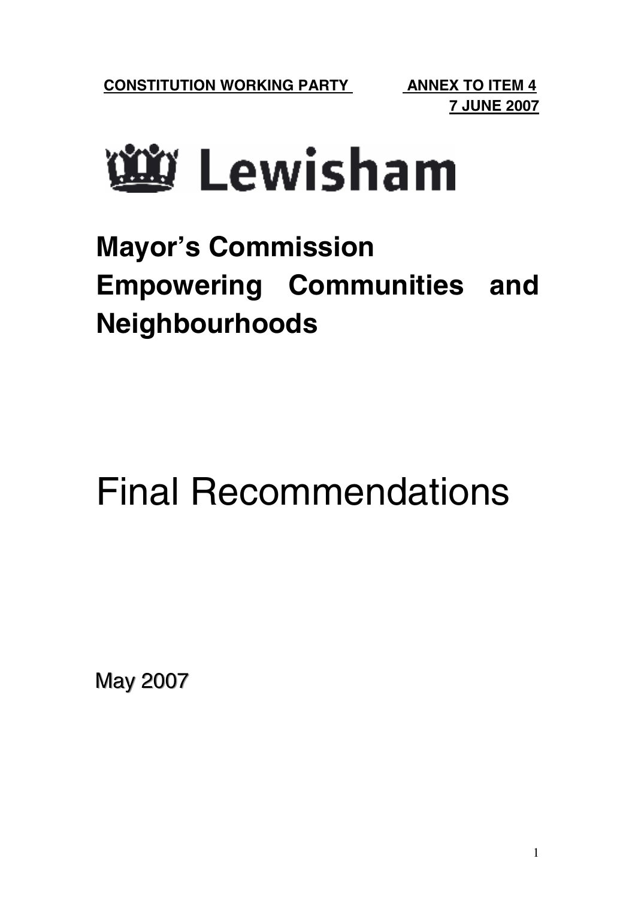**CONSTITUTION WORKING PARTY** **ANNEX TO ITEM 4**
**7 JUNE 2007**

Lewisham

# Mayor's Commission Empowering Communities and Neighbourhoods

# Final Recommendations

May 2007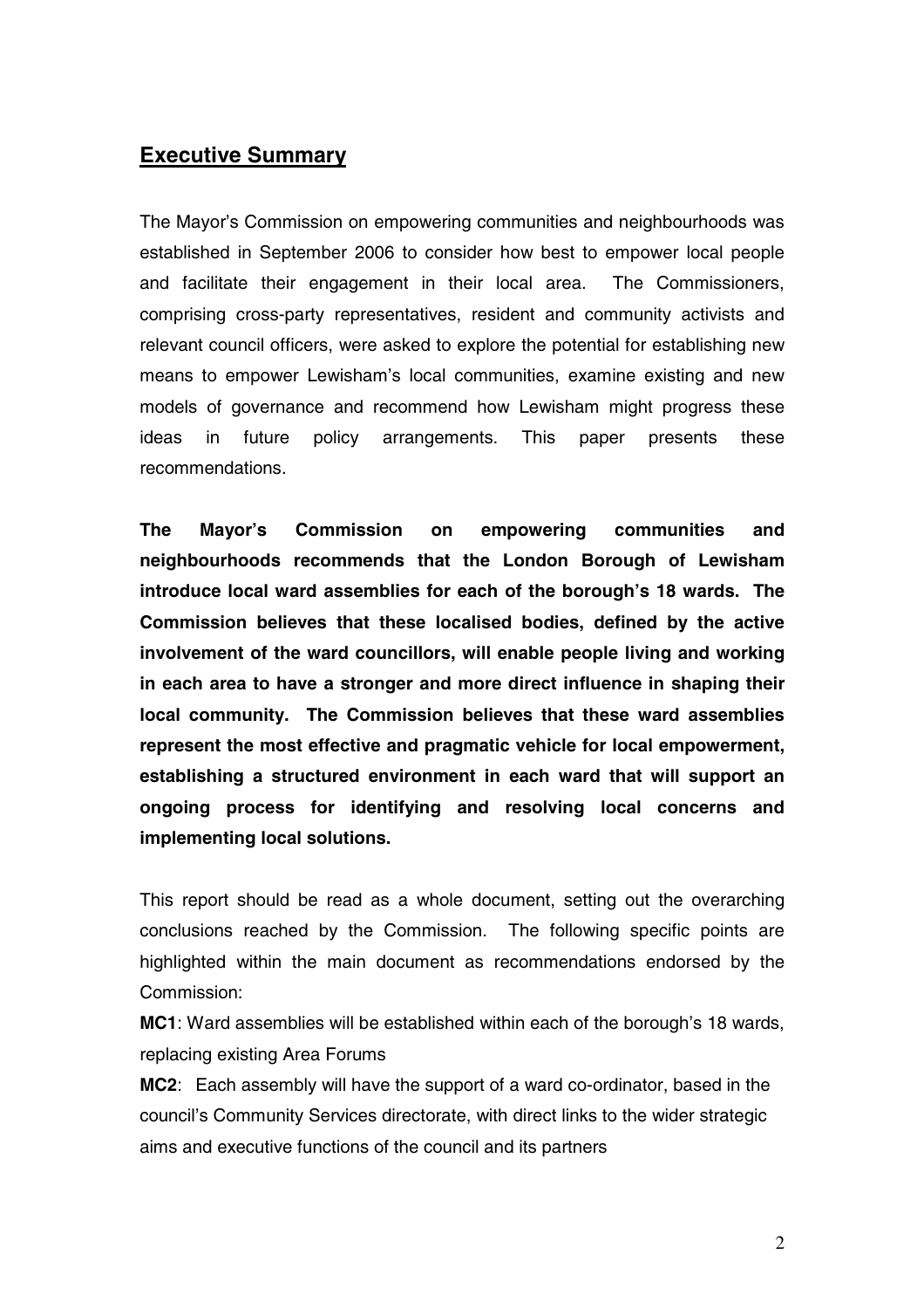## Executive Summary

The Mayor's Commission on empowering communities and neighbourhoods was established in September 2006 to consider how best to empower local people and facilitate their engagement in their local area. The Commissioners, comprising cross-party representatives, resident and community activists and relevant council officers, were asked to explore the potential for establishing new means to empower Lewisham's local communities, examine existing and new models of governance and recommend how Lewisham might progress these ideas in future policy arrangements. This paper presents these recommendations.

**The Mayor's Commission on empowering communities and neighbourhoods recommends that the London Borough of Lewisham introduce local ward assemblies for each of the borough's 18 wards. The Commission believes that these localised bodies, defined by the active involvement of the ward councillors, will enable people living and working in each area to have a stronger and more direct influence in shaping their local community. The Commission believes that these ward assemblies represent the most effective and pragmatic vehicle for local empowerment, establishing a structured environment in each ward that will support an ongoing process for identifying and resolving local concerns and implementing local solutions.**

This report should be read as a whole document, setting out the overarching conclusions reached by the Commission. The following specific points are highlighted within the main document as recommendations endorsed by the Commission:

**MC1**: Ward assemblies will be established within each of the borough's 18 wards, replacing existing Area Forums

**MC2**: Each assembly will have the support of a ward co-ordinator, based in the council's Community Services directorate, with direct links to the wider strategic aims and executive functions of the council and its partners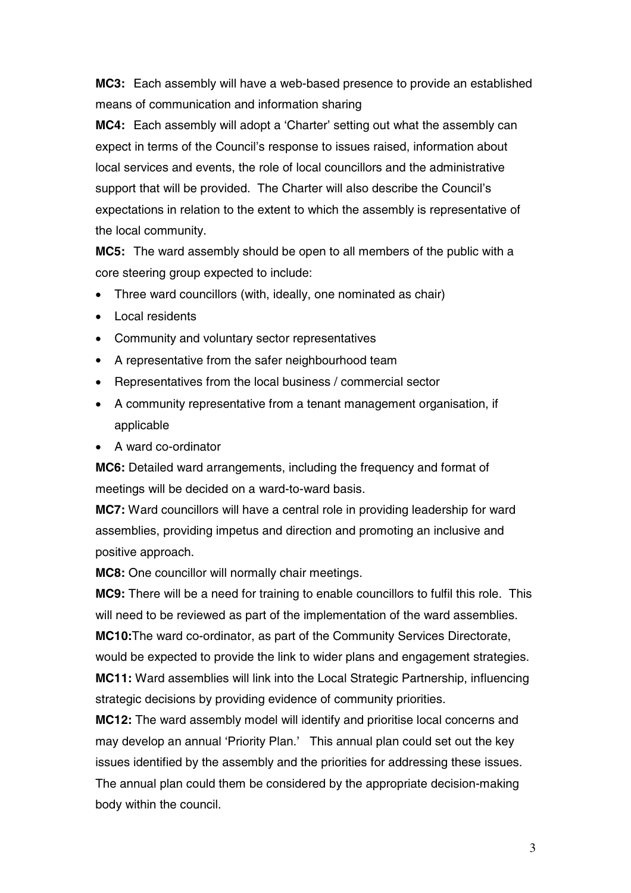**MC3:** Each assembly will have a web-based presence to provide an established means of communication and information sharing

**MC4:** Each assembly will adopt a 'Charter' setting out what the assembly can expect in terms of the Council's response to issues raised, information about local services and events, the role of local councillors and the administrative support that will be provided. The Charter will also describe the Council's expectations in relation to the extent to which the assembly is representative of the local community.

**MC5:** The ward assembly should be open to all members of the public with a core steering group expected to include:

- Three ward councillors (with, ideally, one nominated as chair)
- Local residents
- Community and voluntary sector representatives
- A representative from the safer neighbourhood team
- Representatives from the local business / commercial sector
- A community representative from a tenant management organisation, if applicable
- A ward co-ordinator

**MC6:** Detailed ward arrangements, including the frequency and format of meetings will be decided on a ward-to-ward basis.

**MC7:** Ward councillors will have a central role in providing leadership for ward assemblies, providing impetus and direction and promoting an inclusive and positive approach.

**MC8:** One councillor will normally chair meetings.

**MC9:** There will be a need for training to enable councillors to fulfil this role. This will need to be reviewed as part of the implementation of the ward assemblies.

**MC10:**The ward co-ordinator, as part of the Community Services Directorate, would be expected to provide the link to wider plans and engagement strategies.

**MC11:** Ward assemblies will link into the Local Strategic Partnership, influencing strategic decisions by providing evidence of community priorities.

**MC12:** The ward assembly model will identify and prioritise local concerns and may develop an annual 'Priority Plan.' This annual plan could set out the key issues identified by the assembly and the priorities for addressing these issues. The annual plan could them be considered by the appropriate decision-making body within the council.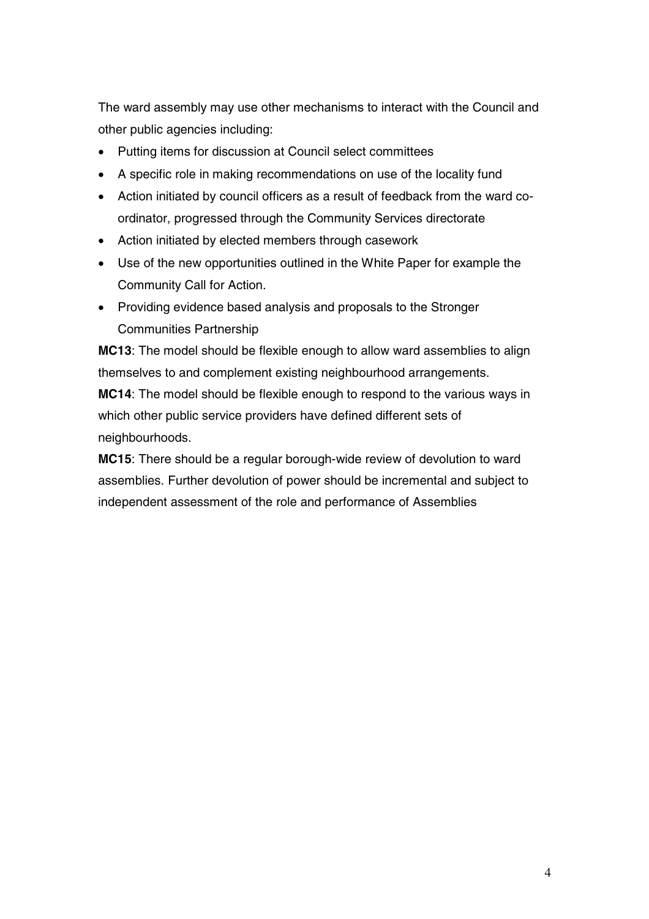The ward assembly may use other mechanisms to interact with the Council and other public agencies including:

- Putting items for discussion at Council select committees
- A specific role in making recommendations on use of the locality fund
- Action initiated by council officers as a result of feedback from the ward co-ordinator, progressed through the Community Services directorate
- Action initiated by elected members through casework
- Use of the new opportunities outlined in the White Paper for example the Community Call for Action.
- Providing evidence based analysis and proposals to the Stronger Communities Partnership

**MC13**: The model should be flexible enough to allow ward assemblies to align themselves to and complement existing neighbourhood arrangements.

**MC14**: The model should be flexible enough to respond to the various ways in which other public service providers have defined different sets of neighbourhoods.

**MC15**: There should be a regular borough-wide review of devolution to ward assemblies. Further devolution of power should be incremental and subject to independent assessment of the role and performance of Assemblies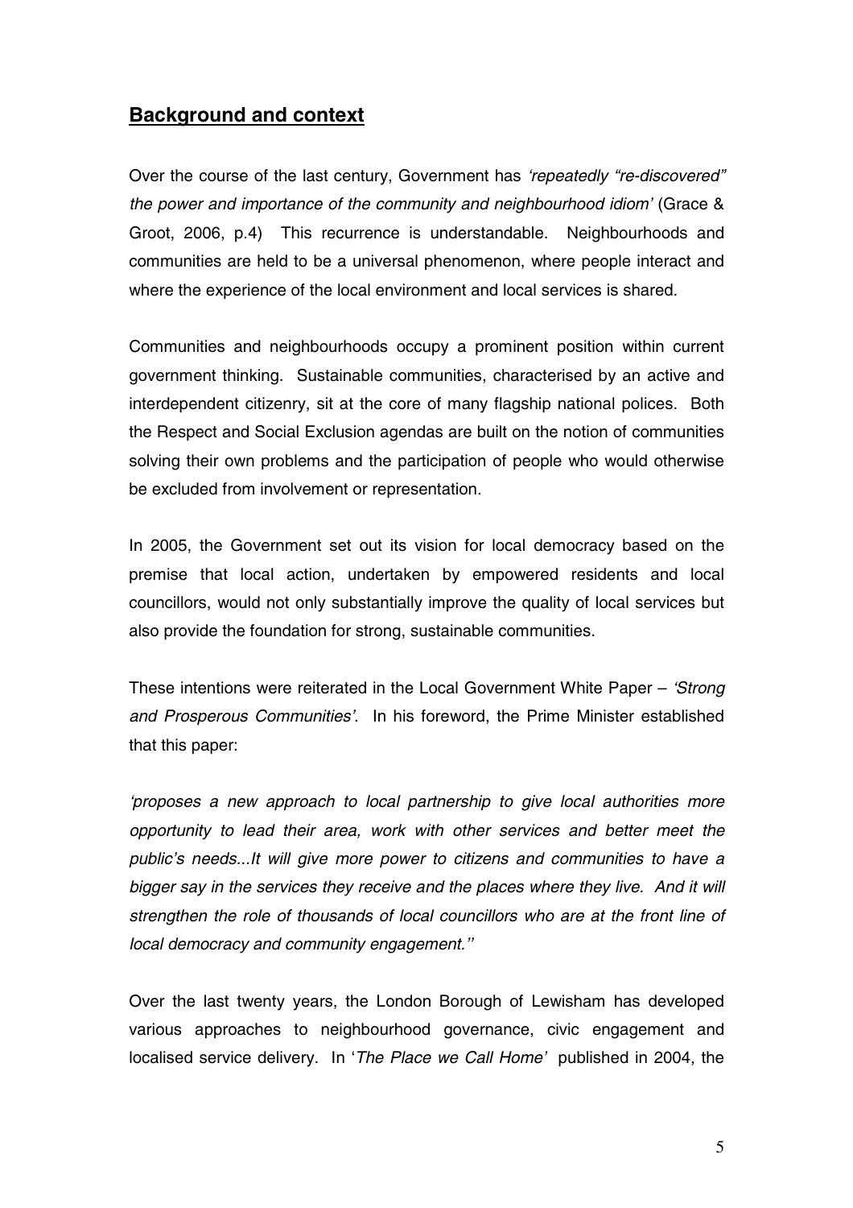## **Background and context**

Over the course of the last century, Government has *'repeatedly "re-discovered" the power and importance of the community and neighbourhood idiom'* (Grace & Groot, 2006, p.4) This recurrence is understandable. Neighbourhoods and communities are held to be a universal phenomenon, where people interact and where the experience of the local environment and local services is shared.

Communities and neighbourhoods occupy a prominent position within current government thinking. Sustainable communities, characterised by an active and interdependent citizenry, sit at the core of many flagship national polices. Both the Respect and Social Exclusion agendas are built on the notion of communities solving their own problems and the participation of people who would otherwise be excluded from involvement or representation.

In 2005, the Government set out its vision for local democracy based on the premise that local action, undertaken by empowered residents and local councillors, would not only substantially improve the quality of local services but also provide the foundation for strong, sustainable communities.

These intentions were reiterated in the Local Government White Paper – *'Strong and Prosperous Communities'*. In his foreword, the Prime Minister established that this paper:

*'proposes a new approach to local partnership to give local authorities more opportunity to lead their area, work with other services and better meet the public's needs...It will give more power to citizens and communities to have a bigger say in the services they receive and the places where they live. And it will strengthen the role of thousands of local councillors who are at the front line of local democracy and community engagement.''*

Over the last twenty years, the London Borough of Lewisham has developed various approaches to neighbourhood governance, civic engagement and localised service delivery. In '*The Place we Call Home'* published in 2004, the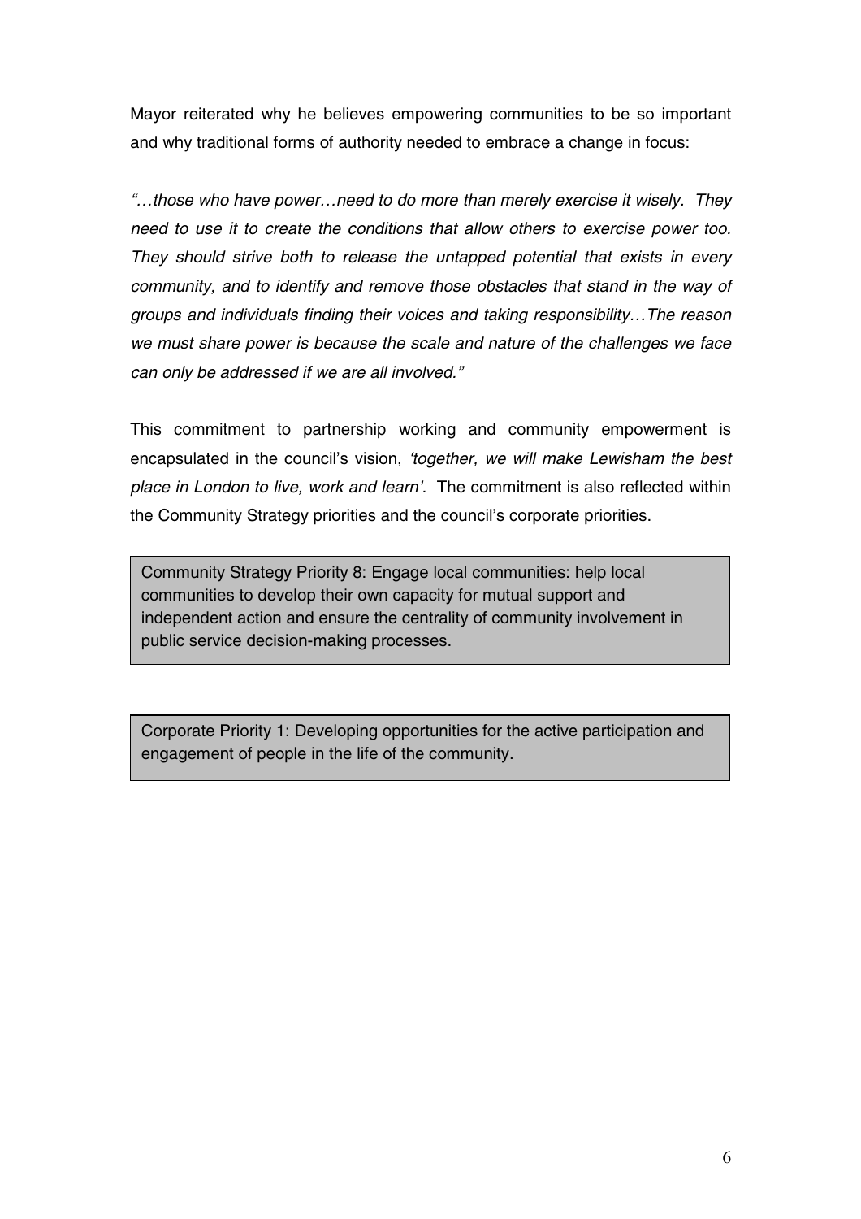Mayor reiterated why he believes empowering communities to be so important and why traditional forms of authority needed to embrace a change in focus:

*"…those who have power…need to do more than merely exercise it wisely. They need to use it to create the conditions that allow others to exercise power too. They should strive both to release the untapped potential that exists in every community, and to identify and remove those obstacles that stand in the way of groups and individuals finding their voices and taking responsibility…The reason we must share power is because the scale and nature of the challenges we face can only be addressed if we are all involved."*

This commitment to partnership working and community empowerment is encapsulated in the council's vision, *'together, we will make Lewisham the best place in London to live, work and learn'.* The commitment is also reflected within the Community Strategy priorities and the council's corporate priorities.

> Community Strategy Priority 8: Engage local communities: help local communities to develop their own capacity for mutual support and independent action and ensure the centrality of community involvement in public service decision-making processes.

> Corporate Priority 1: Developing opportunities for the active participation and engagement of people in the life of the community.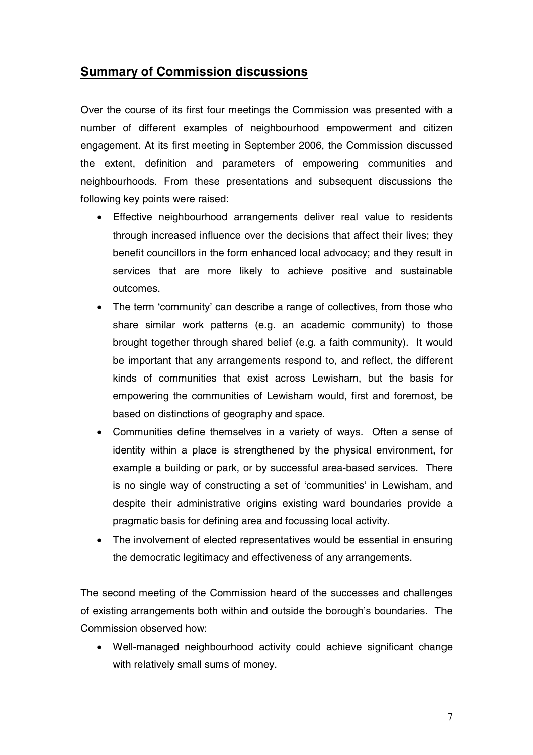## **Summary of Commission discussions**

Over the course of its first four meetings the Commission was presented with a number of different examples of neighbourhood empowerment and citizen engagement. At its first meeting in September 2006, the Commission discussed the extent, definition and parameters of empowering communities and neighbourhoods. From these presentations and subsequent discussions the following key points were raised:

- Effective neighbourhood arrangements deliver real value to residents through increased influence over the decisions that affect their lives; they benefit councillors in the form enhanced local advocacy; and they result in services that are more likely to achieve positive and sustainable outcomes.
- The term 'community' can describe a range of collectives, from those who share similar work patterns (e.g. an academic community) to those brought together through shared belief (e.g. a faith community). It would be important that any arrangements respond to, and reflect, the different kinds of communities that exist across Lewisham, but the basis for empowering the communities of Lewisham would, first and foremost, be based on distinctions of geography and space.
- Communities define themselves in a variety of ways. Often a sense of identity within a place is strengthened by the physical environment, for example a building or park, or by successful area-based services. There is no single way of constructing a set of 'communities' in Lewisham, and despite their administrative origins existing ward boundaries provide a pragmatic basis for defining area and focussing local activity.
- The involvement of elected representatives would be essential in ensuring the democratic legitimacy and effectiveness of any arrangements.

The second meeting of the Commission heard of the successes and challenges of existing arrangements both within and outside the borough's boundaries. The Commission observed how:

- Well-managed neighbourhood activity could achieve significant change with relatively small sums of money.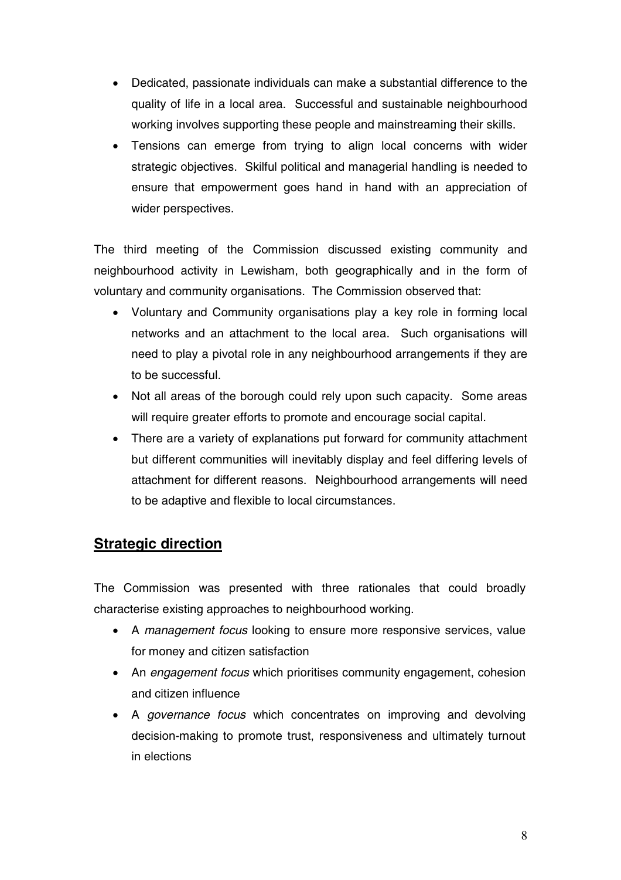- Dedicated, passionate individuals can make a substantial difference to the quality of life in a local area. Successful and sustainable neighbourhood working involves supporting these people and mainstreaming their skills.
- Tensions can emerge from trying to align local concerns with wider strategic objectives. Skilful political and managerial handling is needed to ensure that empowerment goes hand in hand with an appreciation of wider perspectives.

The third meeting of the Commission discussed existing community and neighbourhood activity in Lewisham, both geographically and in the form of voluntary and community organisations. The Commission observed that:

- Voluntary and Community organisations play a key role in forming local networks and an attachment to the local area. Such organisations will need to play a pivotal role in any neighbourhood arrangements if they are to be successful.
- Not all areas of the borough could rely upon such capacity. Some areas will require greater efforts to promote and encourage social capital.
- There are a variety of explanations put forward for community attachment but different communities will inevitably display and feel differing levels of attachment for different reasons. Neighbourhood arrangements will need to be adaptive and flexible to local circumstances.

## Strategic direction

The Commission was presented with three rationales that could broadly characterise existing approaches to neighbourhood working.

- A *management focus* looking to ensure more responsive services, value for money and citizen satisfaction
- An *engagement focus* which prioritises community engagement, cohesion and citizen influence
- A *governance focus* which concentrates on improving and devolving decision-making to promote trust, responsiveness and ultimately turnout in elections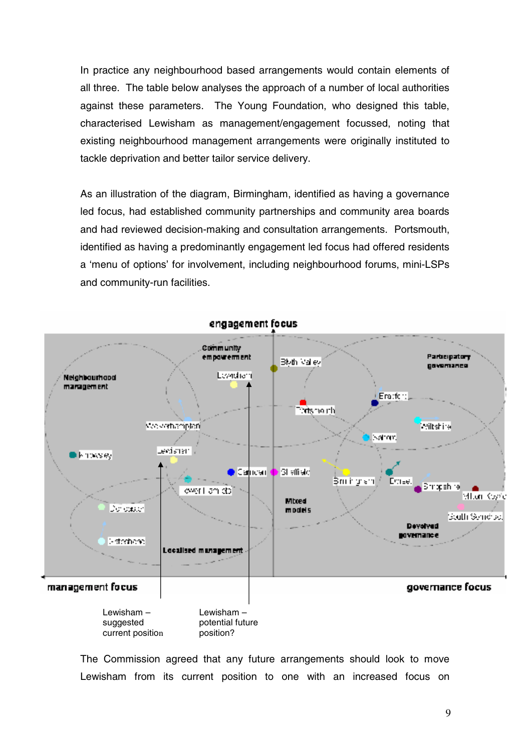In practice any neighbourhood based arrangements would contain elements of all three. The table below analyses the approach of a number of local authorities against these parameters. The Young Foundation, who designed this table, characterised Lewisham as management/engagement focussed, noting that existing neighbourhood management arrangements were originally instituted to tackle deprivation and better tailor service delivery.

As an illustration of the diagram, Birmingham, identified as having a governance led focus, had established community partnerships and community area boards and had reviewed decision-making and consultation arrangements. Portsmouth, identified as having a predominantly engagement led focus had offered residents a 'menu of options' for involvement, including neighbourhood forums, mini-LSPs and community-run facilities.

engagement focus

management focus

governance focus

Community empowerment

Participatory governance

Neighbourhood management

Mixed models

Devolved governance

Localised management

Blyth Valley, Lewisham, Bradford, Portsmouth, Wolverhampton, Wiltshire, Salford, Knowsley, Lewisham, Camden, Sheffield, Birmingham, Dorset, Shropshire, Milton Keynes, Tower Hamlets, South Somerset, Doncaster, Gateshead

Lewisham – suggested current position

Lewisham – potential future position?

The Commission agreed that any future arrangements should look to move Lewisham from its current position to one with an increased focus on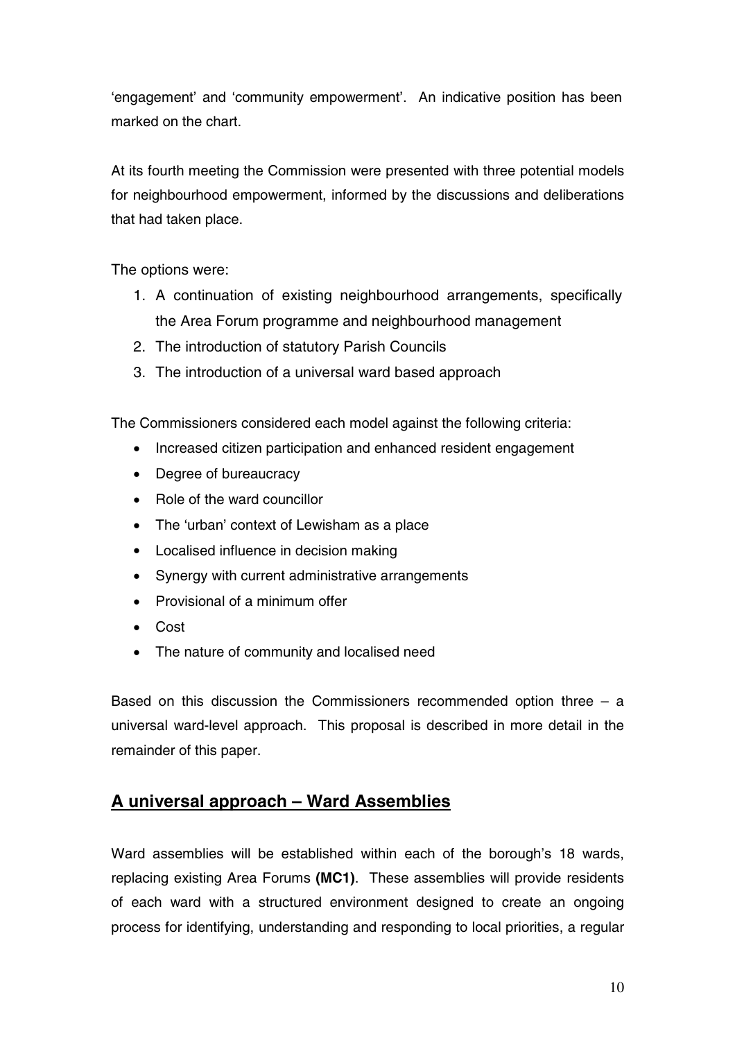'engagement' and 'community empowerment'. An indicative position has been marked on the chart.

At its fourth meeting the Commission were presented with three potential models for neighbourhood empowerment, informed by the discussions and deliberations that had taken place.

The options were:

1. A continuation of existing neighbourhood arrangements, specifically the Area Forum programme and neighbourhood management
2. The introduction of statutory Parish Councils
3. The introduction of a universal ward based approach

The Commissioners considered each model against the following criteria:

- Increased citizen participation and enhanced resident engagement
- Degree of bureaucracy
- Role of the ward councillor
- The 'urban' context of Lewisham as a place
- Localised influence in decision making
- Synergy with current administrative arrangements
- Provisional of a minimum offer
- Cost
- The nature of community and localised need

Based on this discussion the Commissioners recommended option three – a universal ward-level approach. This proposal is described in more detail in the remainder of this paper.

## A universal approach – Ward Assemblies

Ward assemblies will be established within each of the borough's 18 wards, replacing existing Area Forums **(MC1)**. These assemblies will provide residents of each ward with a structured environment designed to create an ongoing process for identifying, understanding and responding to local priorities, a regular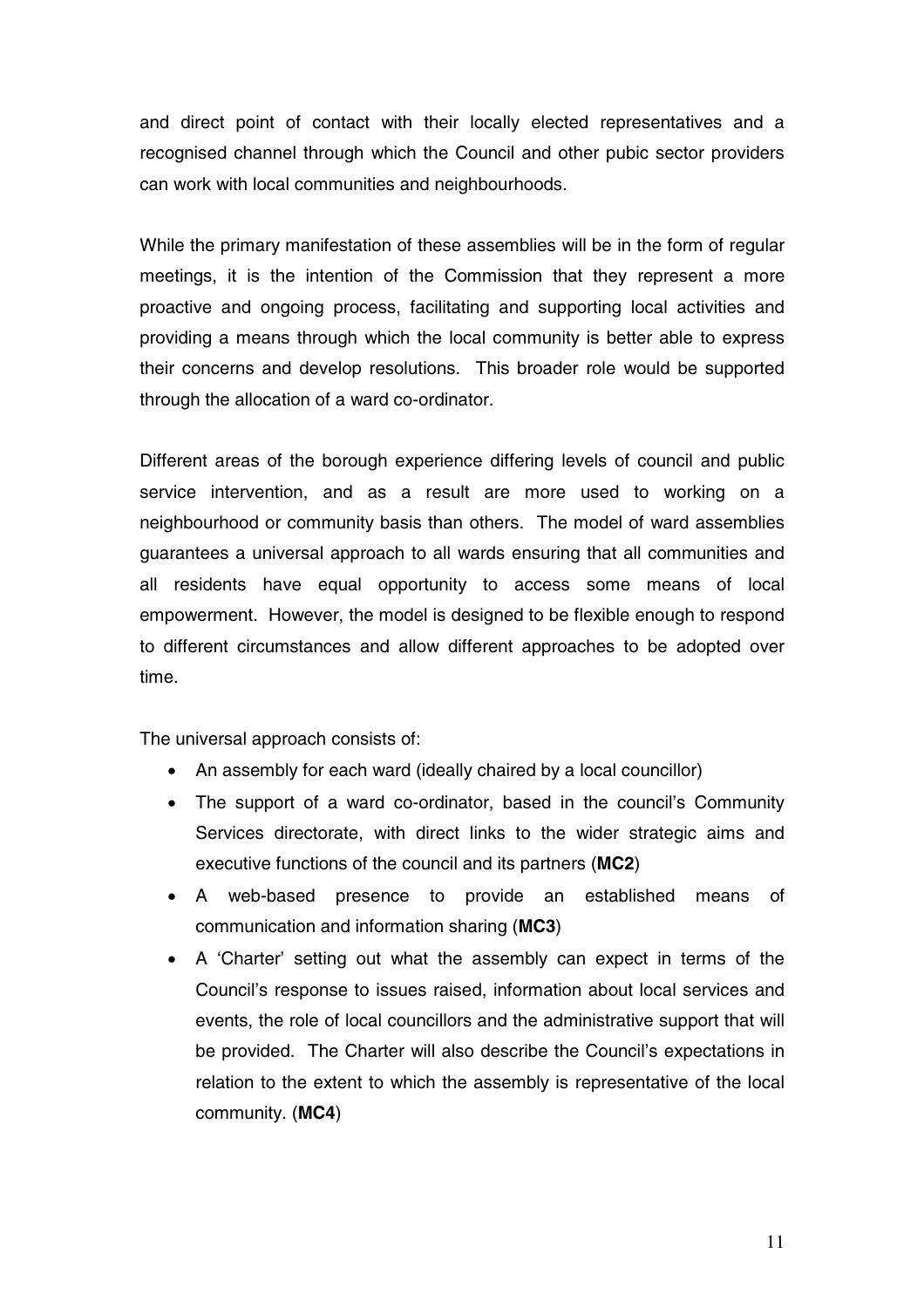and direct point of contact with their locally elected representatives and a recognised channel through which the Council and other pubic sector providers can work with local communities and neighbourhoods.

While the primary manifestation of these assemblies will be in the form of regular meetings, it is the intention of the Commission that they represent a more proactive and ongoing process, facilitating and supporting local activities and providing a means through which the local community is better able to express their concerns and develop resolutions. This broader role would be supported through the allocation of a ward co-ordinator.

Different areas of the borough experience differing levels of council and public service intervention, and as a result are more used to working on a neighbourhood or community basis than others. The model of ward assemblies guarantees a universal approach to all wards ensuring that all communities and all residents have equal opportunity to access some means of local empowerment. However, the model is designed to be flexible enough to respond to different circumstances and allow different approaches to be adopted over time.

The universal approach consists of:

- An assembly for each ward (ideally chaired by a local councillor)
- The support of a ward co-ordinator, based in the council's Community Services directorate, with direct links to the wider strategic aims and executive functions of the council and its partners (**MC2**)
- A web-based presence to provide an established means of communication and information sharing (**MC3**)
- A 'Charter' setting out what the assembly can expect in terms of the Council's response to issues raised, information about local services and events, the role of local councillors and the administrative support that will be provided. The Charter will also describe the Council's expectations in relation to the extent to which the assembly is representative of the local community. (**MC4**)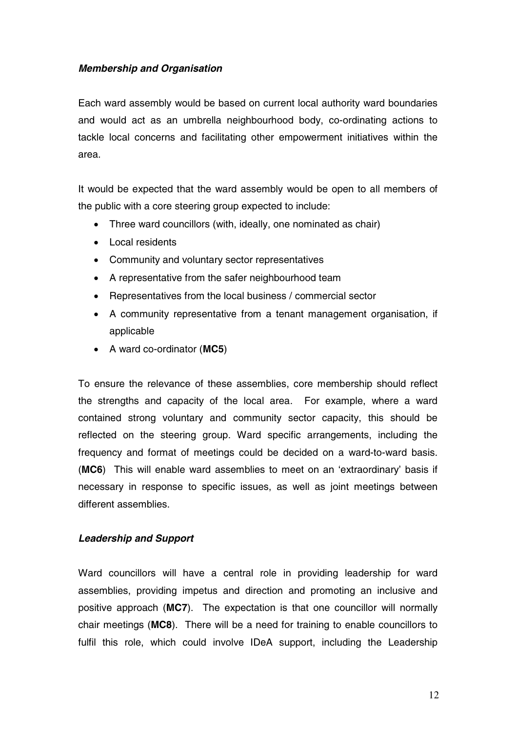***Membership and Organisation***

Each ward assembly would be based on current local authority ward boundaries and would act as an umbrella neighbourhood body, co-ordinating actions to tackle local concerns and facilitating other empowerment initiatives within the area.

It would be expected that the ward assembly would be open to all members of the public with a core steering group expected to include:

- Three ward councillors (with, ideally, one nominated as chair)
- Local residents
- Community and voluntary sector representatives
- A representative from the safer neighbourhood team
- Representatives from the local business / commercial sector
- A community representative from a tenant management organisation, if applicable
- A ward co-ordinator (**MC5**)

To ensure the relevance of these assemblies, core membership should reflect the strengths and capacity of the local area. For example, where a ward contained strong voluntary and community sector capacity, this should be reflected on the steering group. Ward specific arrangements, including the frequency and format of meetings could be decided on a ward-to-ward basis. (**MC6**) This will enable ward assemblies to meet on an 'extraordinary' basis if necessary in response to specific issues, as well as joint meetings between different assemblies.

***Leadership and Support***

Ward councillors will have a central role in providing leadership for ward assemblies, providing impetus and direction and promoting an inclusive and positive approach (**MC7**). The expectation is that one councillor will normally chair meetings (**MC8**). There will be a need for training to enable councillors to fulfil this role, which could involve IDeA support, including the Leadership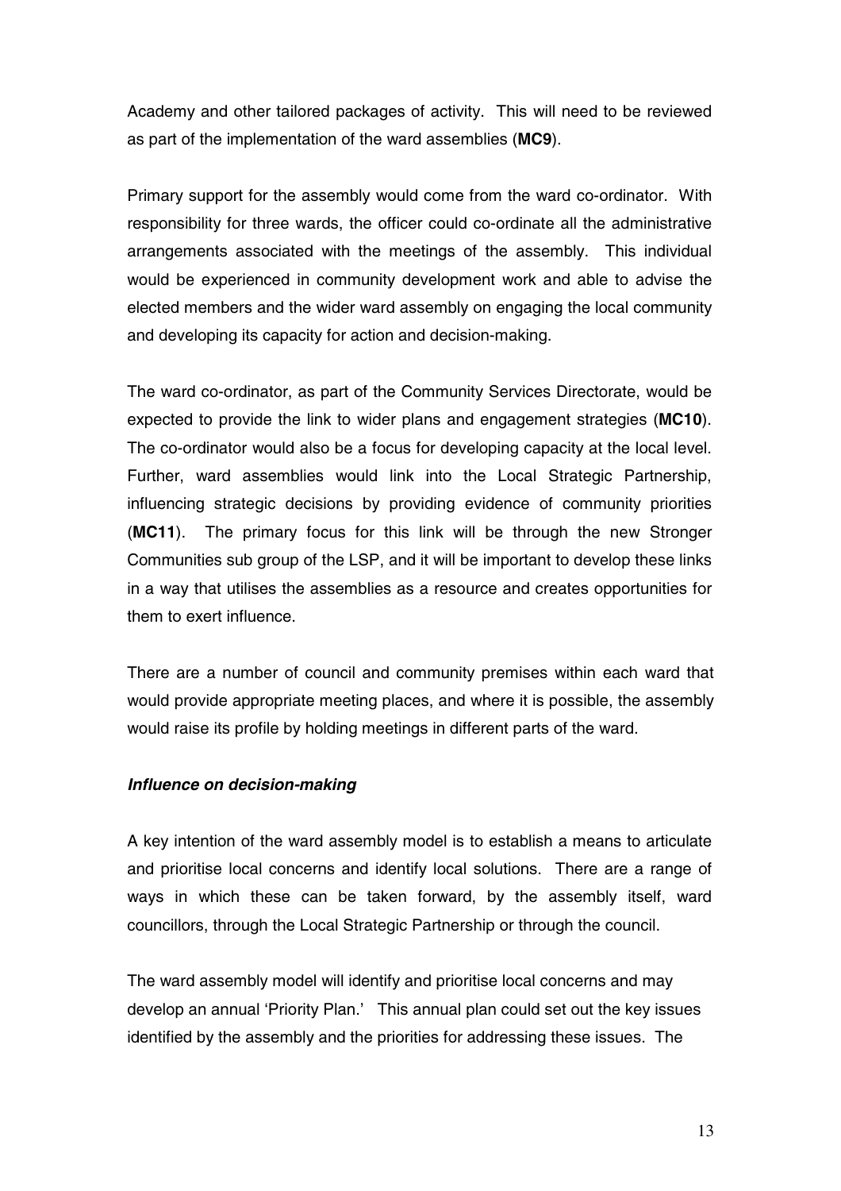Academy and other tailored packages of activity. This will need to be reviewed as part of the implementation of the ward assemblies (**MC9**).

Primary support for the assembly would come from the ward co-ordinator. With responsibility for three wards, the officer could co-ordinate all the administrative arrangements associated with the meetings of the assembly. This individual would be experienced in community development work and able to advise the elected members and the wider ward assembly on engaging the local community and developing its capacity for action and decision-making.

The ward co-ordinator, as part of the Community Services Directorate, would be expected to provide the link to wider plans and engagement strategies (**MC10**). The co-ordinator would also be a focus for developing capacity at the local level. Further, ward assemblies would link into the Local Strategic Partnership, influencing strategic decisions by providing evidence of community priorities (**MC11**). The primary focus for this link will be through the new Stronger Communities sub group of the LSP, and it will be important to develop these links in a way that utilises the assemblies as a resource and creates opportunities for them to exert influence.

There are a number of council and community premises within each ward that would provide appropriate meeting places, and where it is possible, the assembly would raise its profile by holding meetings in different parts of the ward.

***Influence on decision-making***

A key intention of the ward assembly model is to establish a means to articulate and prioritise local concerns and identify local solutions. There are a range of ways in which these can be taken forward, by the assembly itself, ward councillors, through the Local Strategic Partnership or through the council.

The ward assembly model will identify and prioritise local concerns and may develop an annual 'Priority Plan.' This annual plan could set out the key issues identified by the assembly and the priorities for addressing these issues. The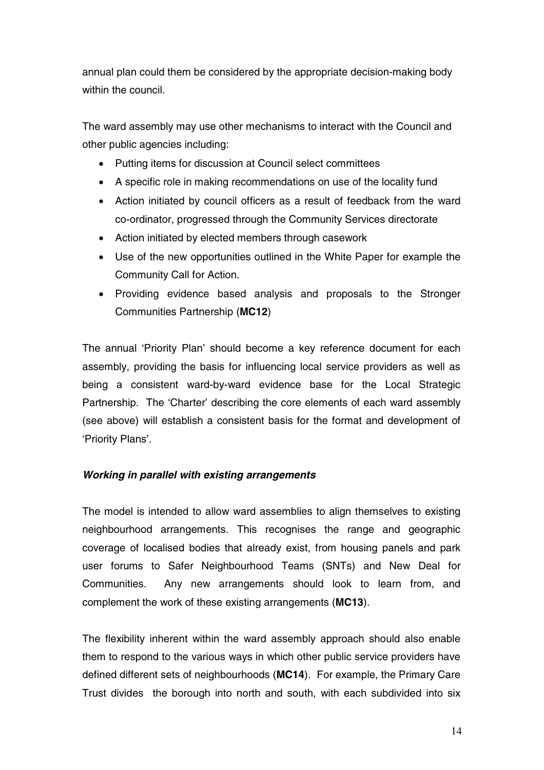annual plan could them be considered by the appropriate decision-making body within the council.

The ward assembly may use other mechanisms to interact with the Council and other public agencies including:

- Putting items for discussion at Council select committees
- A specific role in making recommendations on use of the locality fund
- Action initiated by council officers as a result of feedback from the ward co-ordinator, progressed through the Community Services directorate
- Action initiated by elected members through casework
- Use of the new opportunities outlined in the White Paper for example the Community Call for Action.
- Providing evidence based analysis and proposals to the Stronger Communities Partnership (**MC12**)

The annual 'Priority Plan' should become a key reference document for each assembly, providing the basis for influencing local service providers as well as being a consistent ward-by-ward evidence base for the Local Strategic Partnership. The 'Charter' describing the core elements of each ward assembly (see above) will establish a consistent basis for the format and development of 'Priority Plans'.

***Working in parallel with existing arrangements***

The model is intended to allow ward assemblies to align themselves to existing neighbourhood arrangements. This recognises the range and geographic coverage of localised bodies that already exist, from housing panels and park user forums to Safer Neighbourhood Teams (SNTs) and New Deal for Communities. Any new arrangements should look to learn from, and complement the work of these existing arrangements (**MC13**).

The flexibility inherent within the ward assembly approach should also enable them to respond to the various ways in which other public service providers have defined different sets of neighbourhoods (**MC14**). For example, the Primary Care Trust divides the borough into north and south, with each subdivided into six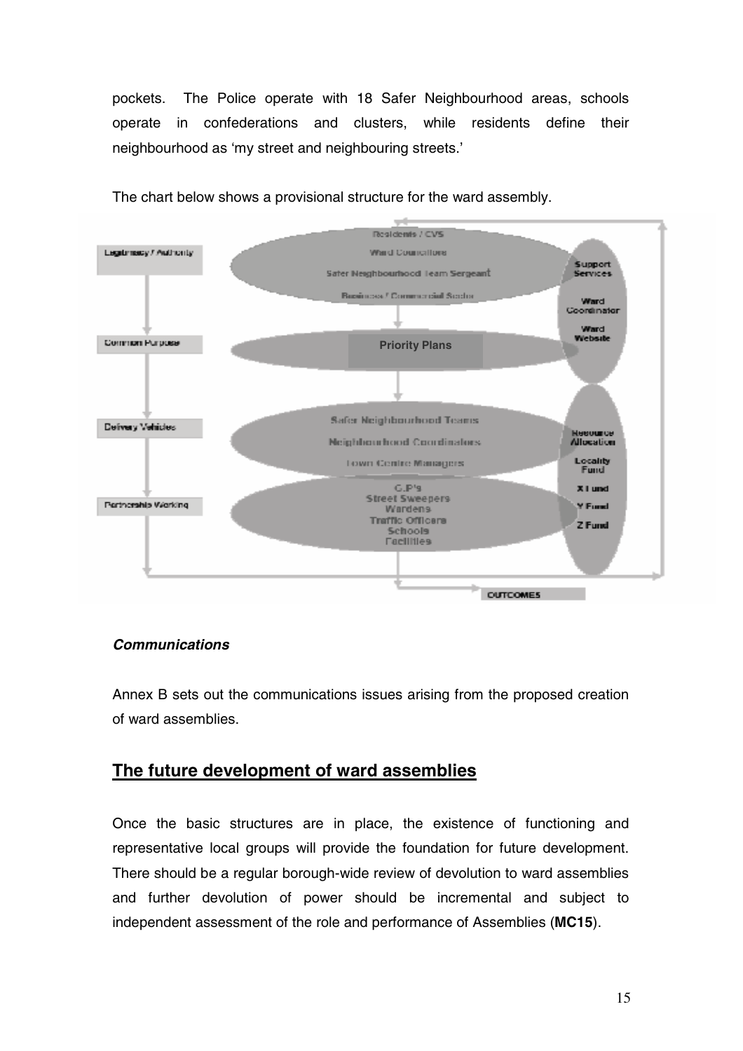pockets. The Police operate with 18 Safer Neighbourhood areas, schools operate in confederations and clusters, while residents define their neighbourhood as 'my street and neighbouring streets.'

The chart below shows a provisional structure for the ward assembly.

Legitimacy / Authority

Residents / CVS
Ward Councillors
Safer Neighbourhood Team Sergeant
Business / Commercial Sector

Common Purpose

Priority Plans

Delivery Vehicles

Safer Neighbourhood Teams
Neighbourhood Coordinators
Town Centre Managers

Partnership Working

G.P's
Street Sweepers
Wardens
Traffic Officers
Schools
Facilities

Support Services
Ward Coordinator
Ward Website

Resource Allocation
Locality Fund
X Fund
Y Fund
Z Fund

OUTCOMES

***Communications***

Annex B sets out the communications issues arising from the proposed creation of ward assemblies.

## The future development of ward assemblies

Once the basic structures are in place, the existence of functioning and representative local groups will provide the foundation for future development. There should be a regular borough-wide review of devolution to ward assemblies and further devolution of power should be incremental and subject to independent assessment of the role and performance of Assemblies (**MC15**).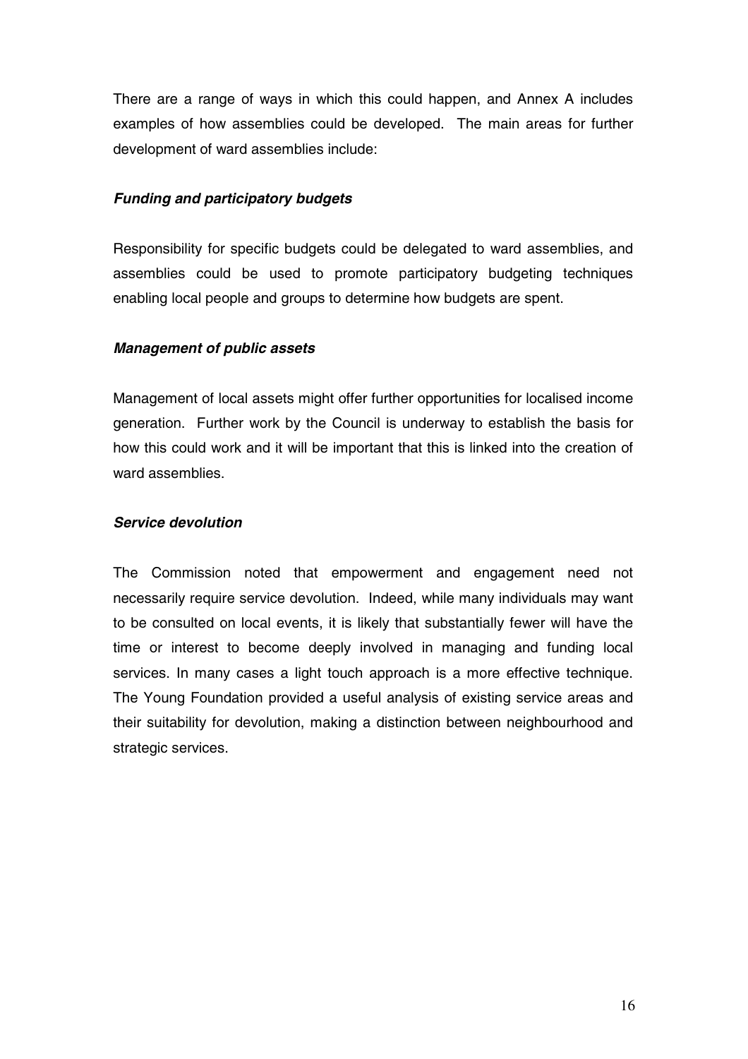There are a range of ways in which this could happen, and Annex A includes examples of how assemblies could be developed. The main areas for further development of ward assemblies include:

***Funding and participatory budgets***

Responsibility for specific budgets could be delegated to ward assemblies, and assemblies could be used to promote participatory budgeting techniques enabling local people and groups to determine how budgets are spent.

***Management of public assets***

Management of local assets might offer further opportunities for localised income generation. Further work by the Council is underway to establish the basis for how this could work and it will be important that this is linked into the creation of ward assemblies.

***Service devolution***

The Commission noted that empowerment and engagement need not necessarily require service devolution. Indeed, while many individuals may want to be consulted on local events, it is likely that substantially fewer will have the time or interest to become deeply involved in managing and funding local services. In many cases a light touch approach is a more effective technique. The Young Foundation provided a useful analysis of existing service areas and their suitability for devolution, making a distinction between neighbourhood and strategic services.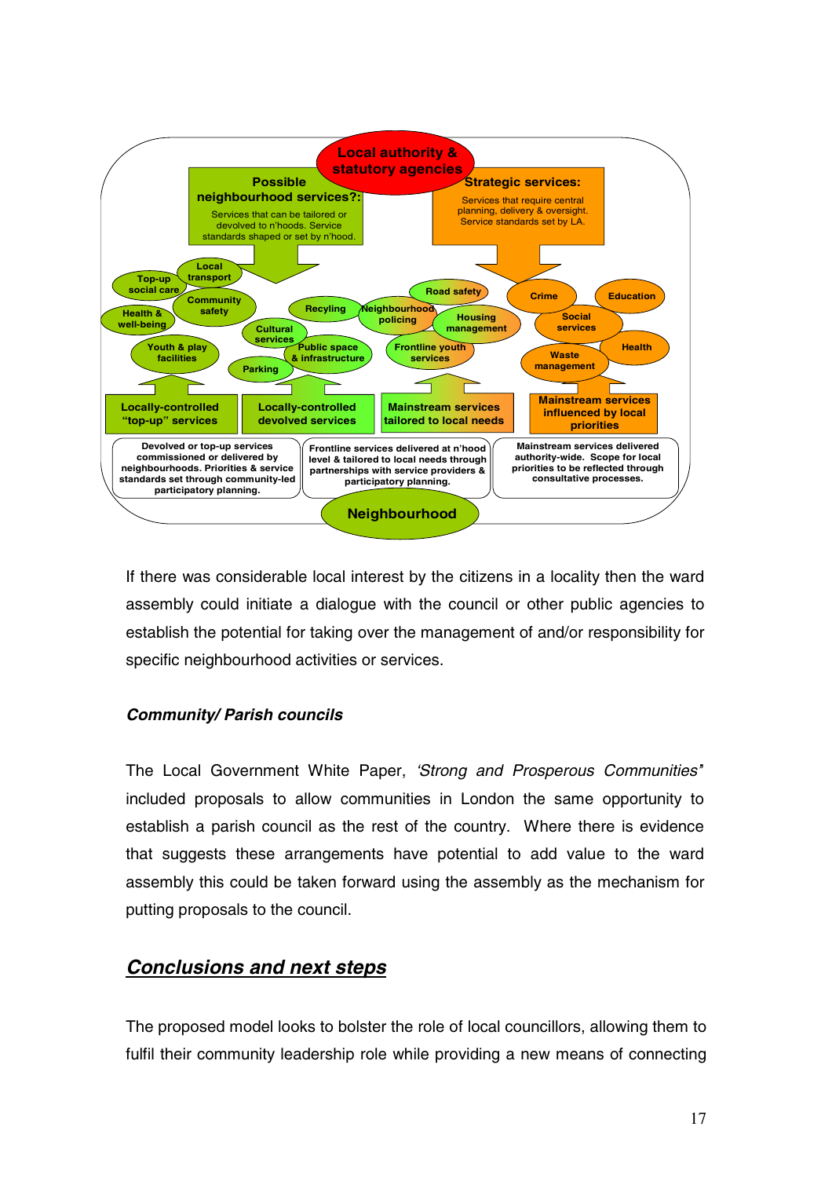Local authority & statutory agencies

**Possible neighbourhood services?:**
Services that can be tailored or devolved to n'hoods. Service standards shaped or set by n'hood.

**Strategic services:**
Services that require central planning, delivery & oversight. Service standards set by LA.

Top-up social care · Local transport · Health & well-being · Community safety · Recyling · Cultural services · Youth & play facilities · Public space & infrastructure · Parking · Road safety · Neighbourhood policing · Housing management · Frontline youth services · Crime · Education · Social services · Health · Waste management

| Locally-controlled "top-up" services | Locally-controlled devolved services | Mainstream services tailored to local needs | Mainstream services influenced by local priorities |
|---|---|---|---|
| Devolved or top-up services commissioned or delivered by neighbourhoods. Priorities & service standards set through community-led participatory planning. | | Frontline services delivered at n'hood level & tailored to local needs through partnerships with service providers & participatory planning. | Mainstream services delivered authority-wide. Scope for local priorities to be reflected through consultative processes. |

Neighbourhood

If there was considerable local interest by the citizens in a locality then the ward assembly could initiate a dialogue with the council or other public agencies to establish the potential for taking over the management of and/or responsibility for specific neighbourhood activities or services.

***Community/ Parish councils***

The Local Government White Paper, *'Strong and Prosperous Communities'* included proposals to allow communities in London the same opportunity to establish a parish council as the rest of the country. Where there is evidence that suggests these arrangements have potential to add value to the ward assembly this could be taken forward using the assembly as the mechanism for putting proposals to the council.

## *Conclusions and next steps*

The proposed model looks to bolster the role of local councillors, allowing them to fulfil their community leadership role while providing a new means of connecting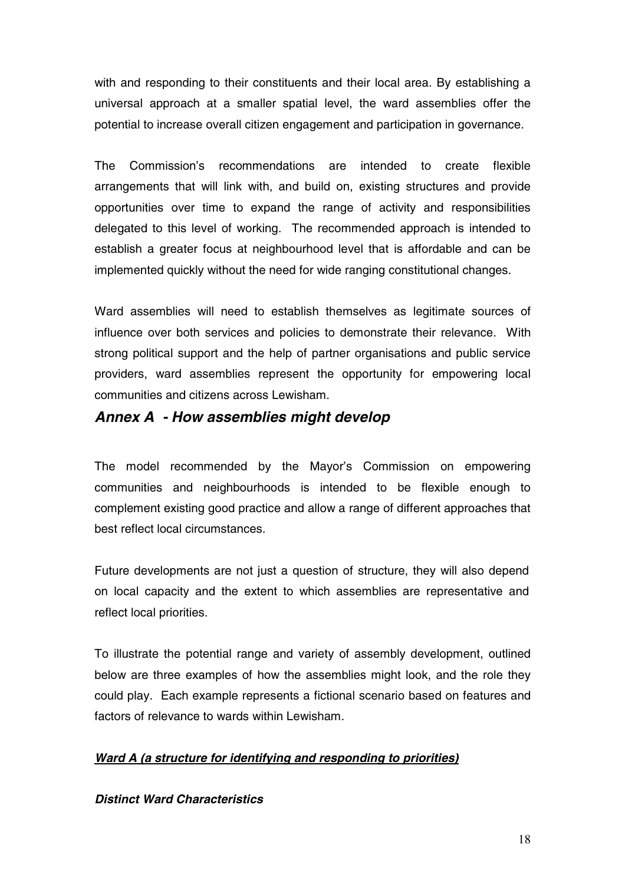with and responding to their constituents and their local area. By establishing a universal approach at a smaller spatial level, the ward assemblies offer the potential to increase overall citizen engagement and participation in governance.

The Commission's recommendations are intended to create flexible arrangements that will link with, and build on, existing structures and provide opportunities over time to expand the range of activity and responsibilities delegated to this level of working. The recommended approach is intended to establish a greater focus at neighbourhood level that is affordable and can be implemented quickly without the need for wide ranging constitutional changes.

Ward assemblies will need to establish themselves as legitimate sources of influence over both services and policies to demonstrate their relevance. With strong political support and the help of partner organisations and public service providers, ward assemblies represent the opportunity for empowering local communities and citizens across Lewisham.

## *Annex A - How assemblies might develop*

The model recommended by the Mayor's Commission on empowering communities and neighbourhoods is intended to be flexible enough to complement existing good practice and allow a range of different approaches that best reflect local circumstances.

Future developments are not just a question of structure, they will also depend on local capacity and the extent to which assemblies are representative and reflect local priorities.

To illustrate the potential range and variety of assembly development, outlined below are three examples of how the assemblies might look, and the role they could play. Each example represents a fictional scenario based on features and factors of relevance to wards within Lewisham.

### ***Ward A (a structure for identifying and responding to priorities)***

#### ***Distinct Ward Characteristics***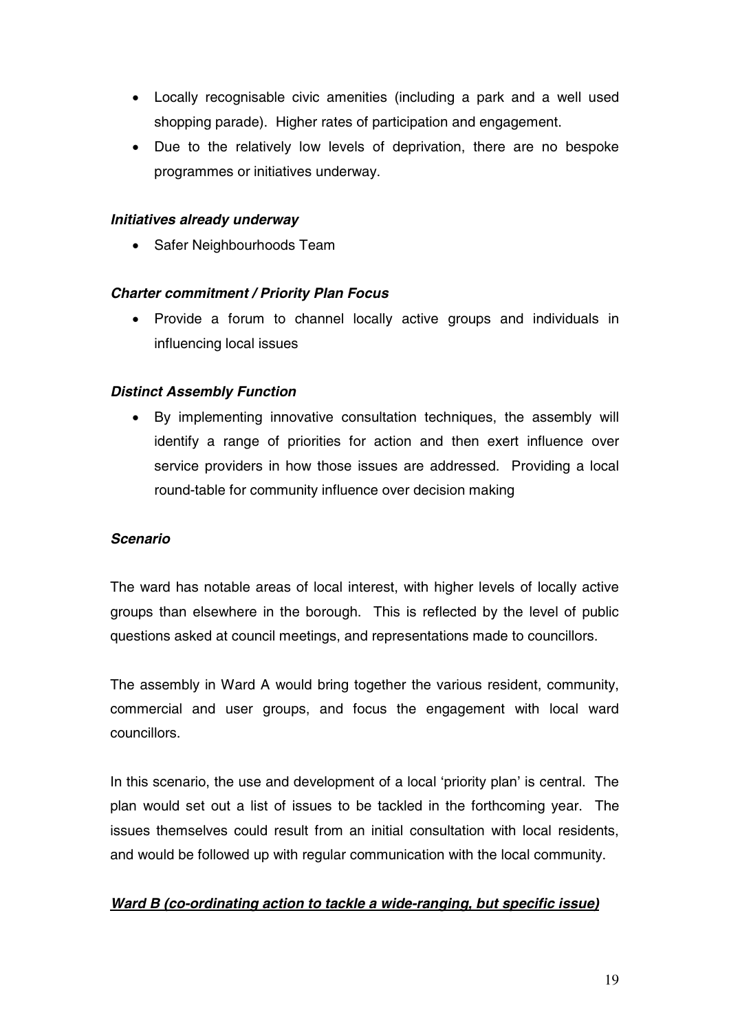- Locally recognisable civic amenities (including a park and a well used shopping parade). Higher rates of participation and engagement.
- Due to the relatively low levels of deprivation, there are no bespoke programmes or initiatives underway.

***Initiatives already underway***

- Safer Neighbourhoods Team

***Charter commitment / Priority Plan Focus***

- Provide a forum to channel locally active groups and individuals in influencing local issues

***Distinct Assembly Function***

- By implementing innovative consultation techniques, the assembly will identify a range of priorities for action and then exert influence over service providers in how those issues are addressed. Providing a local round-table for community influence over decision making

***Scenario***

The ward has notable areas of local interest, with higher levels of locally active groups than elsewhere in the borough. This is reflected by the level of public questions asked at council meetings, and representations made to councillors.

The assembly in Ward A would bring together the various resident, community, commercial and user groups, and focus the engagement with local ward councillors.

In this scenario, the use and development of a local 'priority plan' is central. The plan would set out a list of issues to be tackled in the forthcoming year. The issues themselves could result from an initial consultation with local residents, and would be followed up with regular communication with the local community.

***<u>Ward B (co-ordinating action to tackle a wide-ranging, but specific issue)</u>***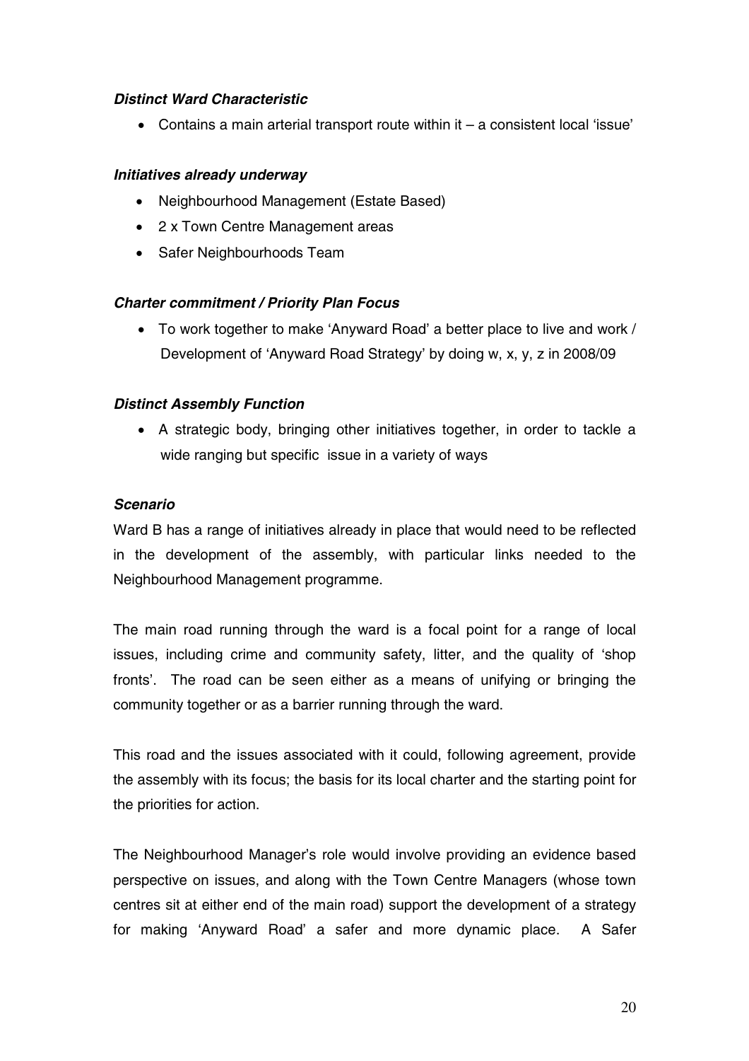***Distinct Ward Characteristic***

- Contains a main arterial transport route within it – a consistent local 'issue'

***Initiatives already underway***

- Neighbourhood Management (Estate Based)
- 2 x Town Centre Management areas
- Safer Neighbourhoods Team

***Charter commitment / Priority Plan Focus***

- To work together to make 'Anyward Road' a better place to live and work / Development of 'Anyward Road Strategy' by doing w, x, y, z in 2008/09

***Distinct Assembly Function***

- A strategic body, bringing other initiatives together, in order to tackle a wide ranging but specific issue in a variety of ways

***Scenario***

Ward B has a range of initiatives already in place that would need to be reflected in the development of the assembly, with particular links needed to the Neighbourhood Management programme.

The main road running through the ward is a focal point for a range of local issues, including crime and community safety, litter, and the quality of 'shop fronts'. The road can be seen either as a means of unifying or bringing the community together or as a barrier running through the ward.

This road and the issues associated with it could, following agreement, provide the assembly with its focus; the basis for its local charter and the starting point for the priorities for action.

The Neighbourhood Manager's role would involve providing an evidence based perspective on issues, and along with the Town Centre Managers (whose town centres sit at either end of the main road) support the development of a strategy for making 'Anyward Road' a safer and more dynamic place. A Safer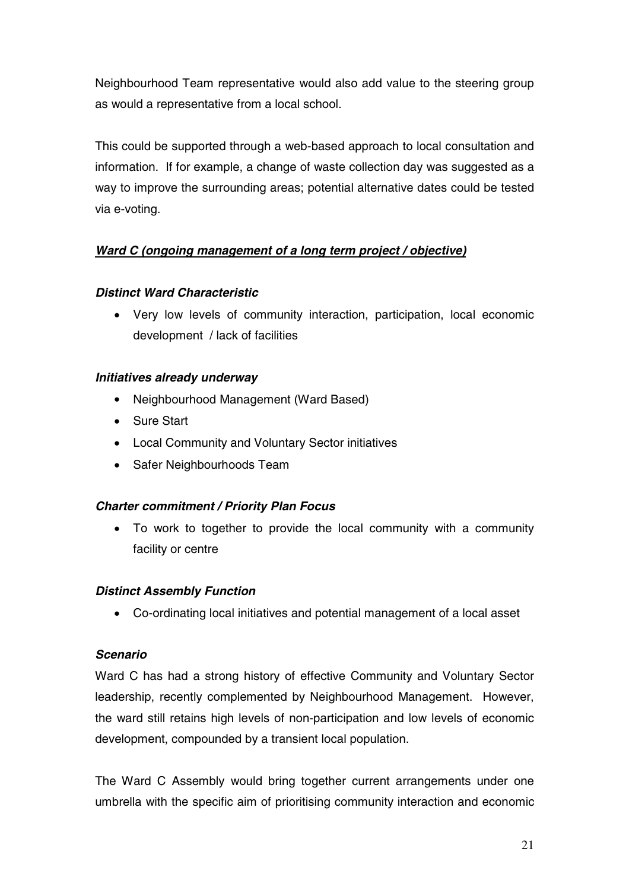Neighbourhood Team representative would also add value to the steering group as would a representative from a local school.

This could be supported through a web-based approach to local consultation and information. If for example, a change of waste collection day was suggested as a way to improve the surrounding areas; potential alternative dates could be tested via e-voting.

***<u>Ward C (ongoing management of a long term project / objective)</u>***

***Distinct Ward Characteristic***

- Very low levels of community interaction, participation, local economic development / lack of facilities

***Initiatives already underway***

- Neighbourhood Management (Ward Based)
- Sure Start
- Local Community and Voluntary Sector initiatives
- Safer Neighbourhoods Team

***Charter commitment / Priority Plan Focus***

- To work to together to provide the local community with a community facility or centre

***Distinct Assembly Function***

- Co-ordinating local initiatives and potential management of a local asset

***Scenario***

Ward C has had a strong history of effective Community and Voluntary Sector leadership, recently complemented by Neighbourhood Management. However, the ward still retains high levels of non-participation and low levels of economic development, compounded by a transient local population.

The Ward C Assembly would bring together current arrangements under one umbrella with the specific aim of prioritising community interaction and economic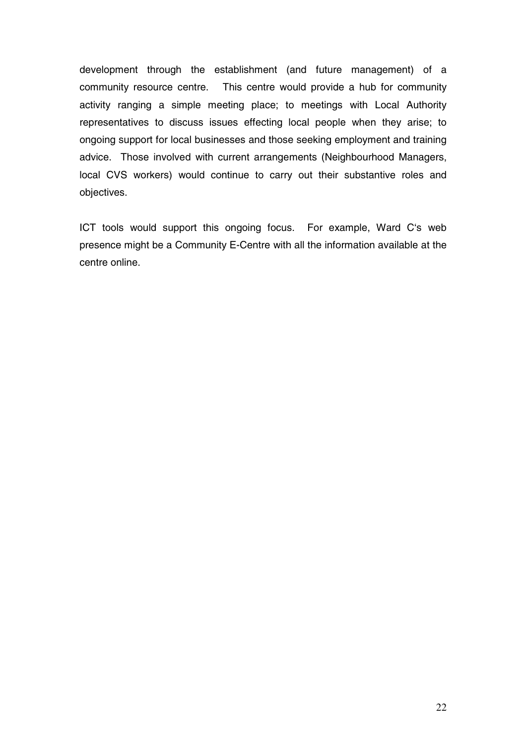development through the establishment (and future management) of a community resource centre. This centre would provide a hub for community activity ranging a simple meeting place; to meetings with Local Authority representatives to discuss issues effecting local people when they arise; to ongoing support for local businesses and those seeking employment and training advice. Those involved with current arrangements (Neighbourhood Managers, local CVS workers) would continue to carry out their substantive roles and objectives.

ICT tools would support this ongoing focus. For example, Ward C's web presence might be a Community E-Centre with all the information available at the centre online.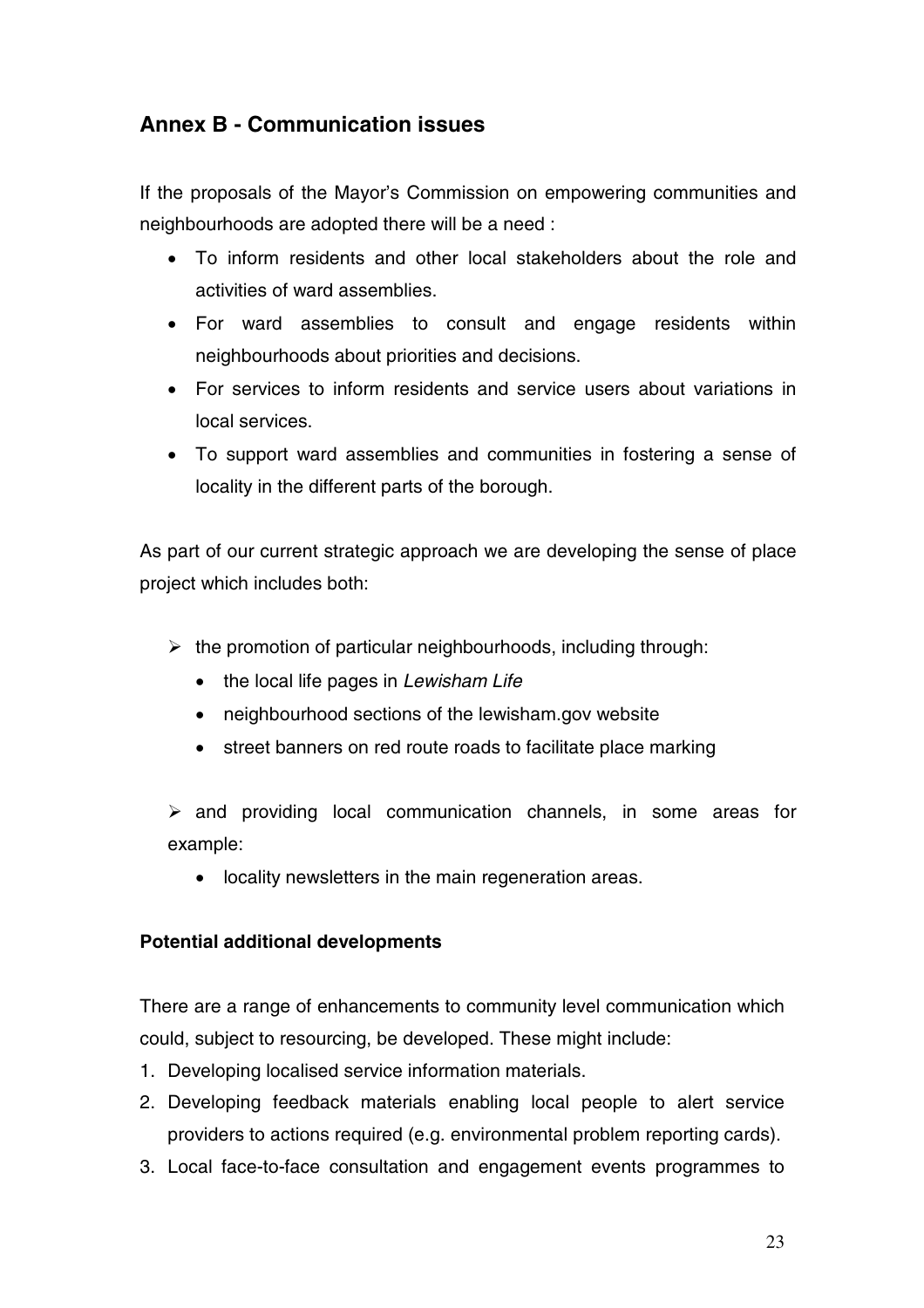## Annex B - Communication issues

If the proposals of the Mayor's Commission on empowering communities and neighbourhoods are adopted there will be a need :

- To inform residents and other local stakeholders about the role and activities of ward assemblies.
- For ward assemblies to consult and engage residents within neighbourhoods about priorities and decisions.
- For services to inform residents and service users about variations in local services.
- To support ward assemblies and communities in fostering a sense of locality in the different parts of the borough.

As part of our current strategic approach we are developing the sense of place project which includes both:

- the promotion of particular neighbourhoods, including through:
  - the local life pages in *Lewisham Life*
  - neighbourhood sections of the lewisham.gov website
  - street banners on red route roads to facilitate place marking

- and providing local communication channels, in some areas for example:
  - locality newsletters in the main regeneration areas.

**Potential additional developments**

There are a range of enhancements to community level communication which could, subject to resourcing, be developed. These might include:

1. Developing localised service information materials.
2. Developing feedback materials enabling local people to alert service providers to actions required (e.g. environmental problem reporting cards).
3. Local face-to-face consultation and engagement events programmes to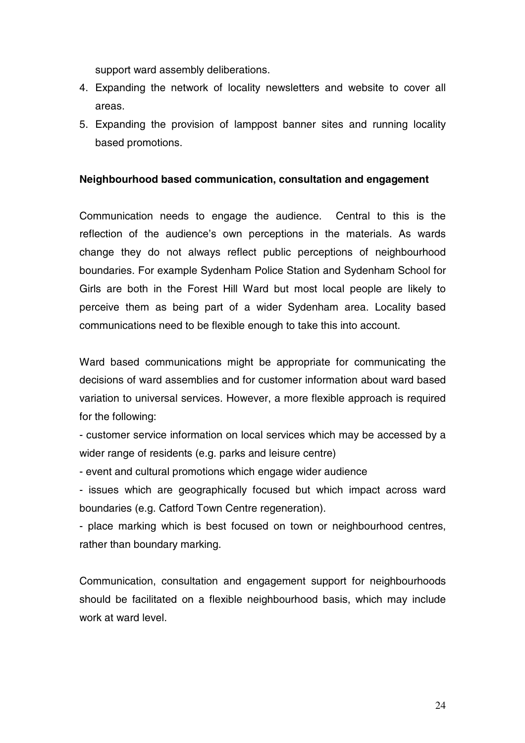support ward assembly deliberations.

4. Expanding the network of locality newsletters and website to cover all areas.
5. Expanding the provision of lamppost banner sites and running locality based promotions.

**Neighbourhood based communication, consultation and engagement**

Communication needs to engage the audience. Central to this is the reflection of the audience's own perceptions in the materials. As wards change they do not always reflect public perceptions of neighbourhood boundaries. For example Sydenham Police Station and Sydenham School for Girls are both in the Forest Hill Ward but most local people are likely to perceive them as being part of a wider Sydenham area. Locality based communications need to be flexible enough to take this into account.

Ward based communications might be appropriate for communicating the decisions of ward assemblies and for customer information about ward based variation to universal services. However, a more flexible approach is required for the following:

- customer service information on local services which may be accessed by a wider range of residents (e.g. parks and leisure centre)
- event and cultural promotions which engage wider audience
- issues which are geographically focused but which impact across ward boundaries (e.g. Catford Town Centre regeneration).
- place marking which is best focused on town or neighbourhood centres, rather than boundary marking.

Communication, consultation and engagement support for neighbourhoods should be facilitated on a flexible neighbourhood basis, which may include work at ward level.